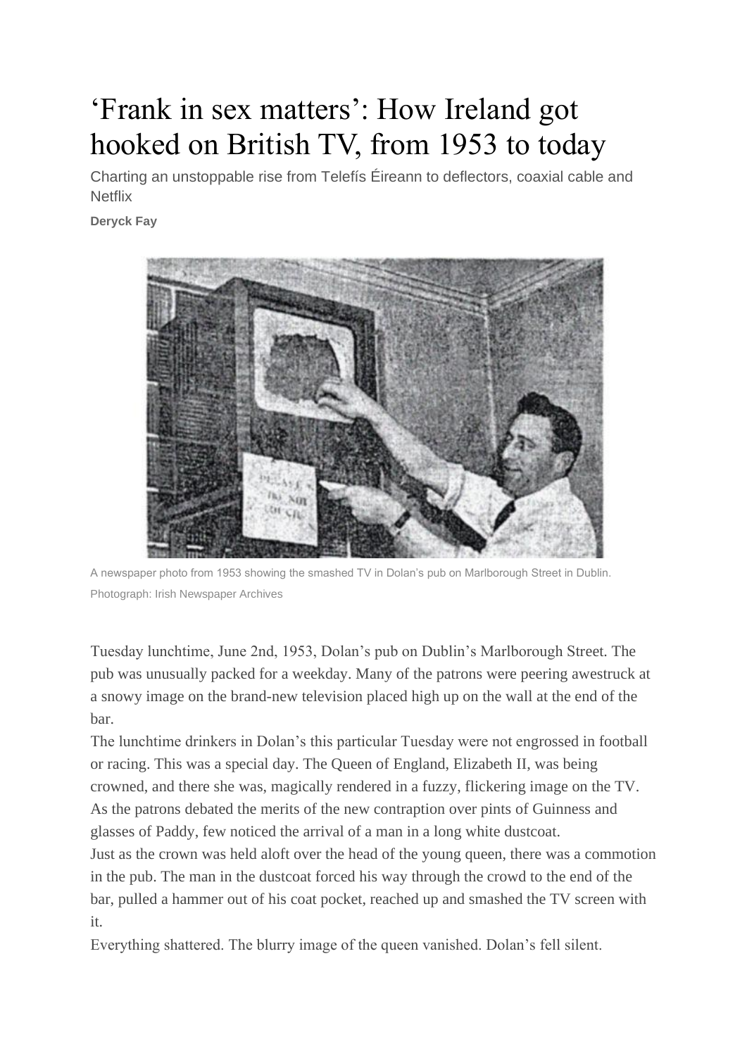# 'Frank in sex matters': How Ireland got hooked on British TV, from 1953 to today

Charting an unstoppable rise from Telefís Éireann to deflectors, coaxial cable and Netflix

**Deryck Fay**

A newspaper photo from 1953 showing the smashed TV in Dolan's pub on Marlborough Street in Dublin. Photograph: Irish Newspaper Archives

Tuesday lunchtime, June 2nd, 1953, Dolan's pub on Dublin's Marlborough Street. The pub was unusually packed for a weekday. Many of the patrons were peering awestruck at a snowy image on the brand-new television placed high up on the wall at the end of the bar.

The lunchtime drinkers in Dolan's this particular Tuesday were not engrossed in football or racing. This was a special day. The Queen of England, Elizabeth II, was being crowned, and there she was, magically rendered in a fuzzy, flickering image on the TV.

As the patrons debated the merits of the new contraption over pints of Guinness and glasses of Paddy, few noticed the arrival of a man in a long white dustcoat.

Just as the crown was held aloft over the head of the young queen, there was a commotion in the pub. The man in the dustcoat forced his way through the crowd to the end of the bar, pulled a hammer out of his coat pocket, reached up and smashed the TV screen with it.

Everything shattered. The blurry image of the queen vanished. Dolan's fell silent.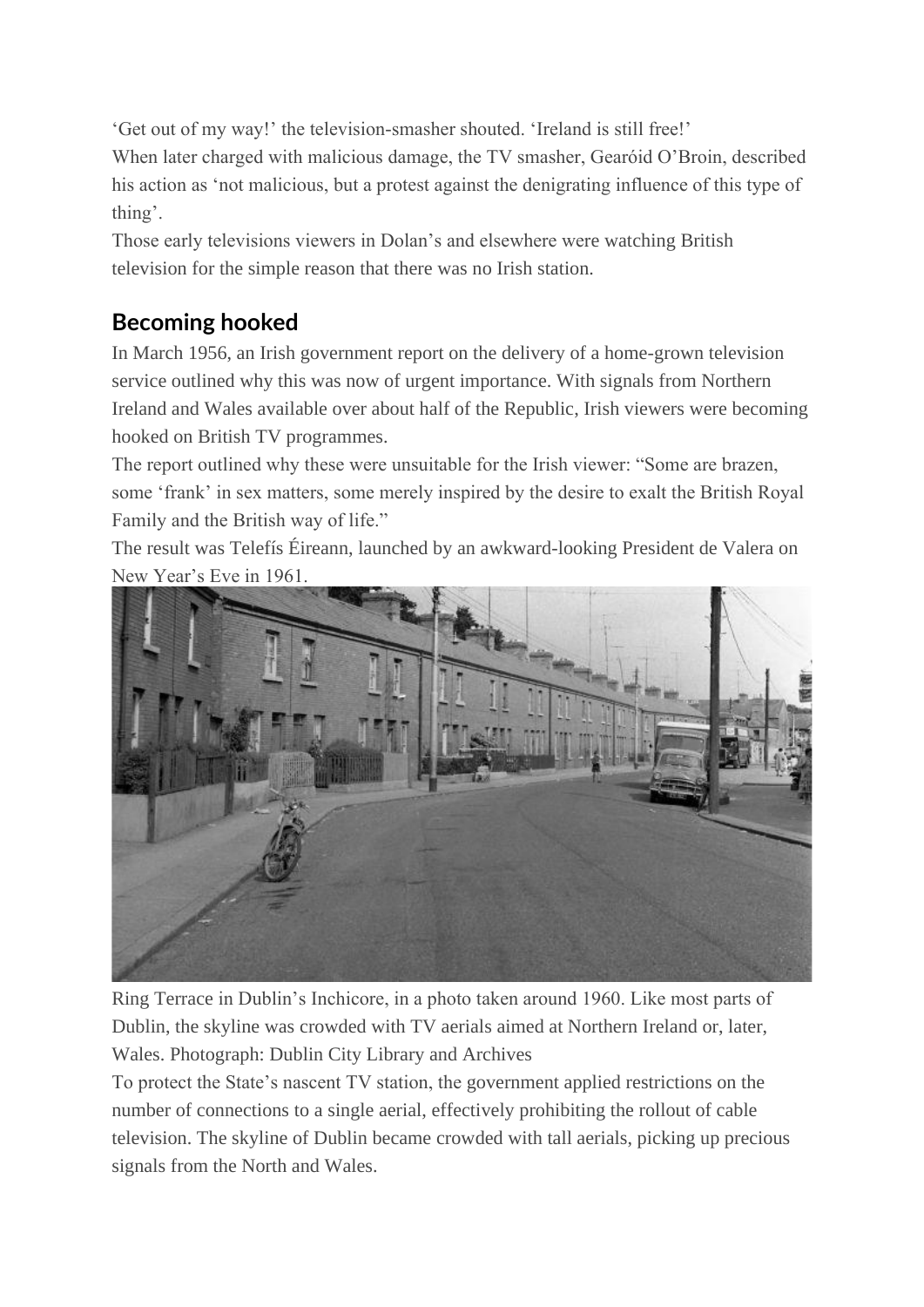'Get out of my way!' the television-smasher shouted. 'Ireland is still free!'

When later charged with malicious damage, the TV smasher, Gearóid O'Broin, described his action as 'not malicious, but a protest against the denigrating influence of this type of thing'.

Those early televisions viewers in Dolan's and elsewhere were watching British television for the simple reason that there was no Irish station.

## Becoming hooked

In March 1956, an Irish government report on the delivery of a home-grown television service outlined why this was now of urgent importance. With signals from Northern Ireland and Wales available over about half of the Republic, Irish viewers were becoming hooked on British TV programmes.

The report outlined why these were unsuitable for the Irish viewer: "Some are brazen, some 'frank' in sex matters, some merely inspired by the desire to exalt the British Royal Family and the British way of life."

The result was Telefís Éireann, launched by an awkward-looking President de Valera on New Year's Eve in 1961.

Ring Terrace in Dublin's Inchicore, in a photo taken around 1960. Like most parts of Dublin, the skyline was crowded with TV aerials aimed at Northern Ireland or, later, Wales. Photograph: Dublin City Library and Archives

To protect the State's nascent TV station, the government applied restrictions on the number of connections to a single aerial, effectively prohibiting the rollout of cable television. The skyline of Dublin became crowded with tall aerials, picking up precious signals from the North and Wales.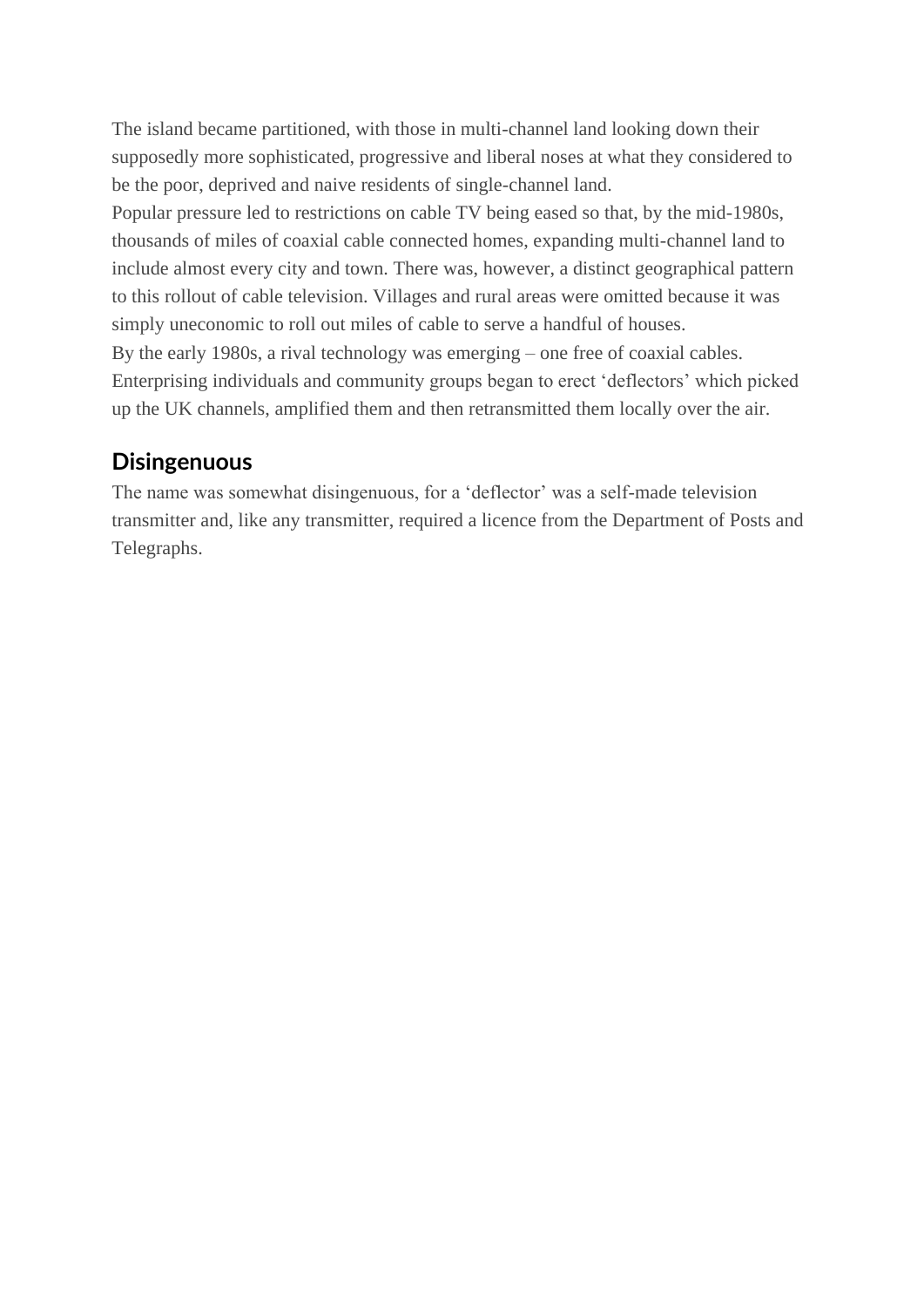The island became partitioned, with those in multi-channel land looking down their supposedly more sophisticated, progressive and liberal noses at what they considered to be the poor, deprived and naive residents of single-channel land.

Popular pressure led to restrictions on cable TV being eased so that, by the mid-1980s, thousands of miles of coaxial cable connected homes, expanding multi-channel land to include almost every city and town. There was, however, a distinct geographical pattern to this rollout of cable television. Villages and rural areas were omitted because it was simply uneconomic to roll out miles of cable to serve a handful of houses.

By the early 1980s, a rival technology was emerging – one free of coaxial cables. Enterprising individuals and community groups began to erect 'deflectors' which picked up the UK channels, amplified them and then retransmitted them locally over the air.

## Disingenuous

The name was somewhat disingenuous, for a 'deflector' was a self-made television transmitter and, like any transmitter, required a licence from the Department of Posts and Telegraphs.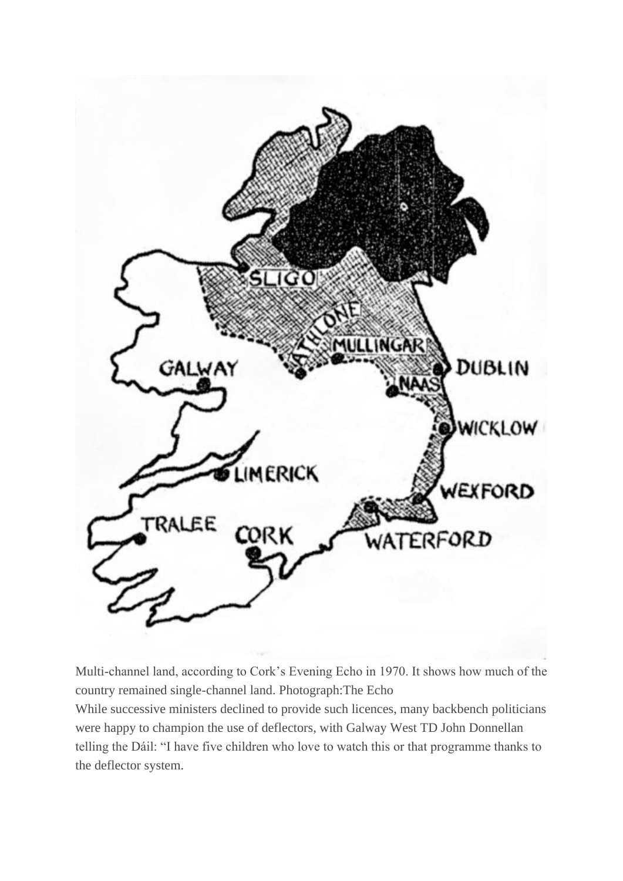Multi-channel land, according to Cork's Evening Echo in 1970. It shows how much of the country remained single-channel land. Photograph:The Echo

While successive ministers declined to provide such licences, many backbench politicians were happy to champion the use of deflectors, with Galway West TD John Donnellan telling the Dáil: "I have five children who love to watch this or that programme thanks to the deflector system.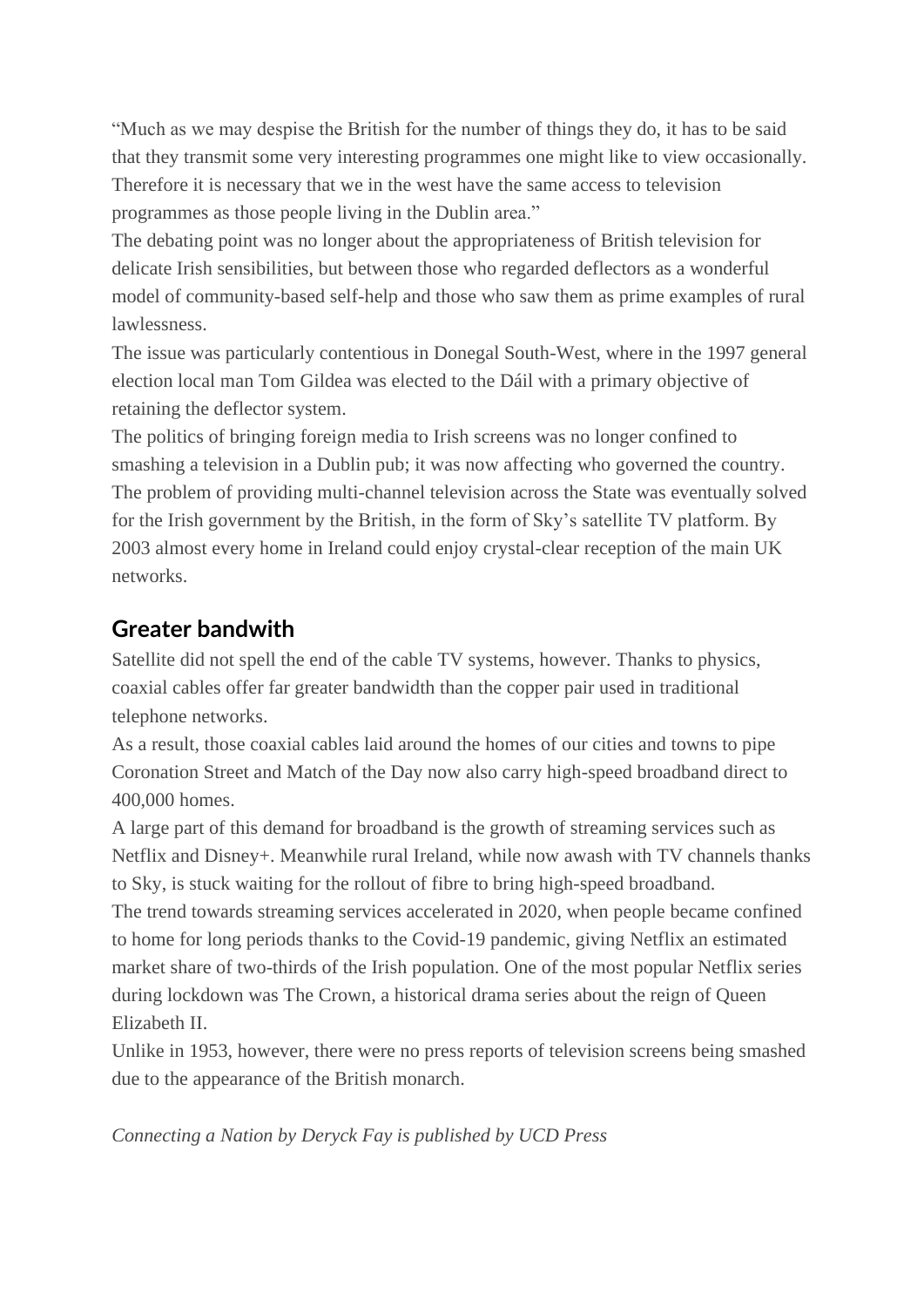"Much as we may despise the British for the number of things they do, it has to be said that they transmit some very interesting programmes one might like to view occasionally. Therefore it is necessary that we in the west have the same access to television programmes as those people living in the Dublin area."

The debating point was no longer about the appropriateness of British television for delicate Irish sensibilities, but between those who regarded deflectors as a wonderful model of community-based self-help and those who saw them as prime examples of rural lawlessness.

The issue was particularly contentious in Donegal South-West, where in the 1997 general election local man Tom Gildea was elected to the Dáil with a primary objective of retaining the deflector system.

The politics of bringing foreign media to Irish screens was no longer confined to smashing a television in a Dublin pub; it was now affecting who governed the country.

The problem of providing multi-channel television across the State was eventually solved for the Irish government by the British, in the form of Sky's satellite TV platform. By 2003 almost every home in Ireland could enjoy crystal-clear reception of the main UK networks.

## Greater bandwith

Satellite did not spell the end of the cable TV systems, however. Thanks to physics, coaxial cables offer far greater bandwidth than the copper pair used in traditional telephone networks.

As a result, those coaxial cables laid around the homes of our cities and towns to pipe Coronation Street and Match of the Day now also carry high-speed broadband direct to 400,000 homes.

A large part of this demand for broadband is the growth of streaming services such as Netflix and Disney+. Meanwhile rural Ireland, while now awash with TV channels thanks to Sky, is stuck waiting for the rollout of fibre to bring high-speed broadband.

The trend towards streaming services accelerated in 2020, when people became confined to home for long periods thanks to the Covid-19 pandemic, giving Netflix an estimated market share of two-thirds of the Irish population. One of the most popular Netflix series during lockdown was The Crown, a historical drama series about the reign of Queen Elizabeth II.

Unlike in 1953, however, there were no press reports of television screens being smashed due to the appearance of the British monarch.

*Connecting a Nation by Deryck Fay is published by UCD Press*